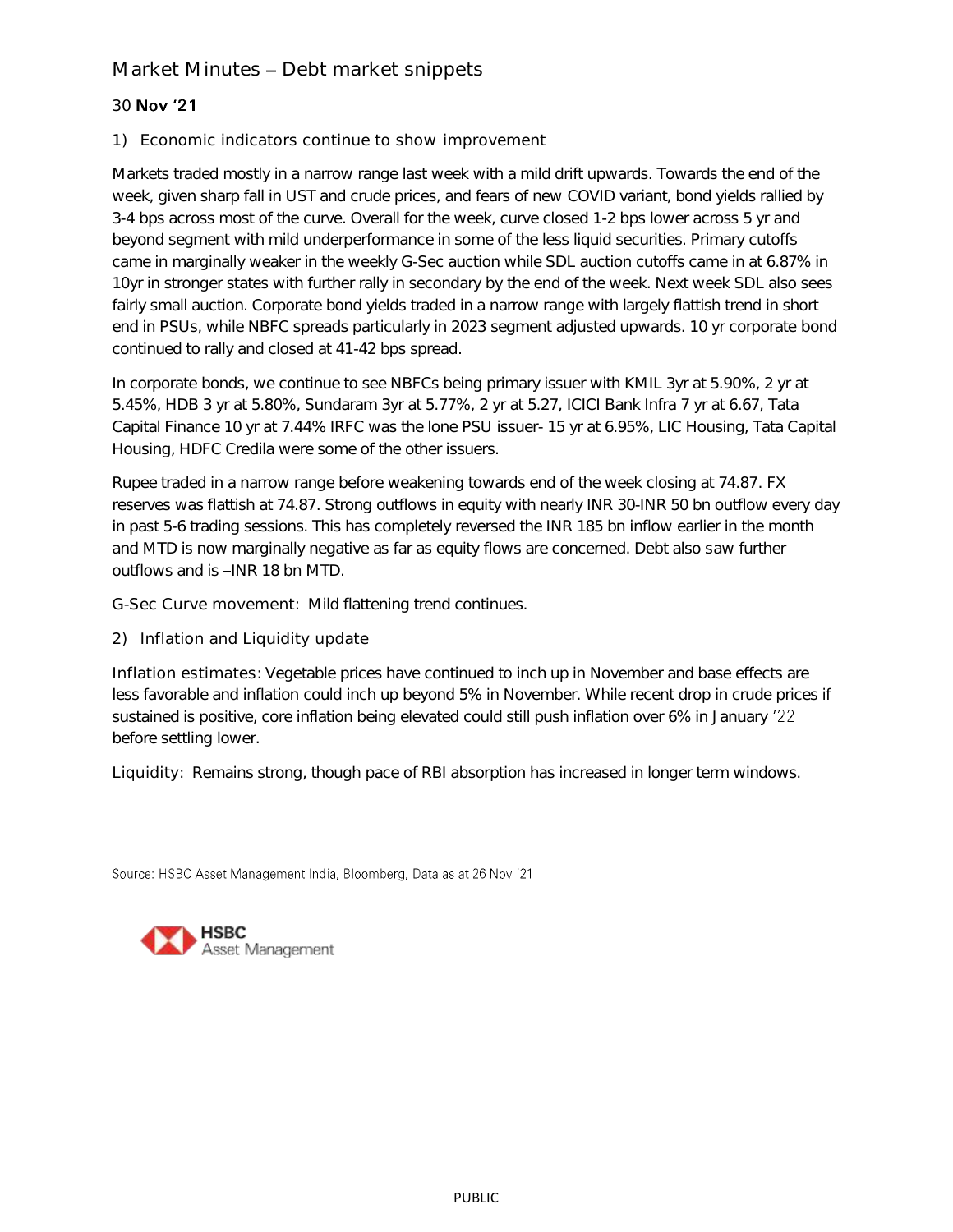# Market Minutes – Debt market snippets

30 **Nov '21**

## 1) Economic indicators continue to show improvement

Markets traded mostly in a narrow range last week with a mild drift upwards. Towards the end of the week, given sharp fall in UST and crude prices, and fears of new COVID variant, bond yields rallied by 3-4 bps across most of the curve. Overall for the week, curve closed 1-2 bps lower across 5 yr and beyond segment with mild underperformance in some of the less liquid securities. Primary cutoffs came in marginally weaker in the weekly G-Sec auction while SDL auction cutoffs came in at 6.87% in 10yr in stronger states with further rally in secondary by the end of the week. Next week SDL also sees fairly small auction. Corporate bond yields traded in a narrow range with largely flattish trend in short end in PSUs, while NBFC spreads particularly in 2023 segment adjusted upwards. 10 yr corporate bond continued to rally and closed at 41-42 bps spread.

In corporate bonds, we continue to see NBFCs being primary issuer with KMIL 3yr at 5.90%, 2 yr at 5.45%, HDB 3 yr at 5.80%, Sundaram 3yr at 5.77%, 2 yr at 5.27, ICICI Bank Infra 7 yr at 6.67, Tata Capital Finance 10 yr at 7.44% IRFC was the lone PSU issuer- 15 yr at 6.95%, LIC Housing, Tata Capital Housing, HDFC Credila were some of the other issuers.

Rupee traded in a narrow range before weakening towards end of the week closing at 74.87. FX reserves was flattish at 74.87. Strong outflows in equity with nearly INR 30-INR 50 bn outflow every day in past 5-6 trading sessions. This has completely reversed the INR 185 bn inflow earlier in the month and MTD is now marginally negative as far as equity flows are concerned. Debt also saw further outflows and is –INR 18 bn MTD.

G-Sec Curve movement: Mild flattening trend continues.

## 2) Inflation and Liquidity update

Inflation estimates: Vegetable prices have continued to inch up in November and base effects are less favorable and inflation could inch up beyond 5% in November. While recent drop in crude prices if sustained is positive, core inflation being elevated could still push inflation over 6% in January '22 before settling lower.

Liquidity: Remains strong, though pace of RBI absorption has increased in longer term windows.

Source: HSBC Asset Management India, Bloomberg, Data as at 26 Nov '21

HSBC Asset Management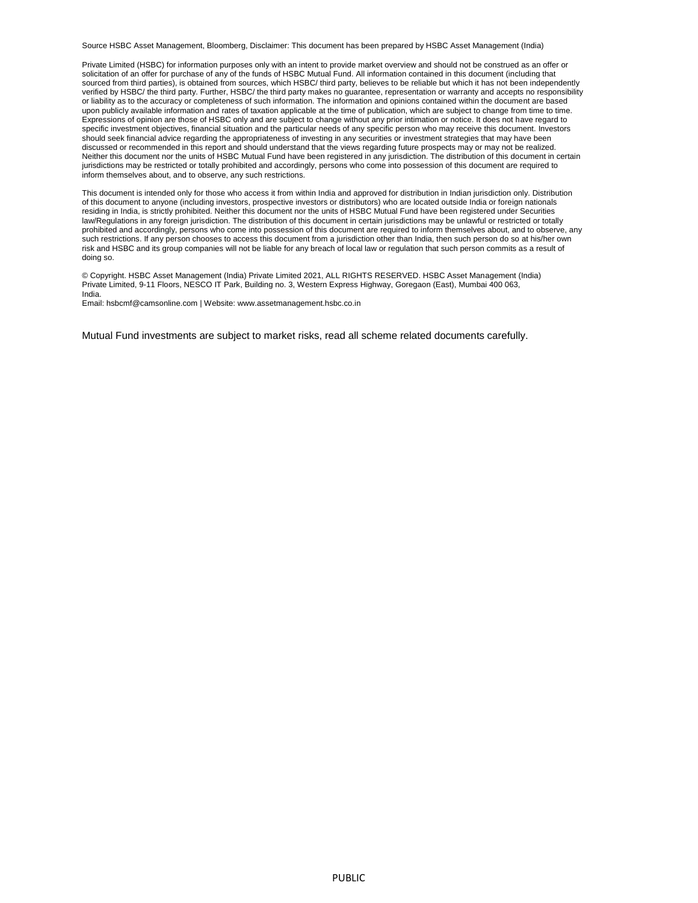Source HSBC Asset Management, Bloomberg, Disclaimer: This document has been prepared by HSBC Asset Management (India)

Private Limited (HSBC) for information purposes only with an intent to provide market overview and should not be construed as an offer or solicitation of an offer for purchase of any of the funds of HSBC Mutual Fund. All information contained in this document (including that sourced from third parties), is obtained from sources, which HSBC/ third party, believes to be reliable but which it has not been independently verified by HSBC/ the third party. Further, HSBC/ the third party makes no guarantee, representation or warranty and accepts no responsibility or liability as to the accuracy or completeness of such information. The information and opinions contained within the document are based upon publicly available information and rates of taxation applicable at the time of publication, which are subject to change from time to time. Expressions of opinion are those of HSBC only and are subject to change without any prior intimation or notice. It does not have regard to specific investment objectives, financial situation and the particular needs of any specific person who may receive this document. Investors should seek financial advice regarding the appropriateness of investing in any securities or investment strategies that may have been discussed or recommended in this report and should understand that the views regarding future prospects may or may not be realized. Neither this document nor the units of HSBC Mutual Fund have been registered in any jurisdiction. The distribution of this document in certain jurisdictions may be restricted or totally prohibited and accordingly, persons who come into possession of this document are required to inform themselves about, and to observe, any such restrictions.

This document is intended only for those who access it from within India and approved for distribution in Indian jurisdiction only. Distribution of this document to anyone (including investors, prospective investors or distributors) who are located outside India or foreign nationals residing in India, is strictly prohibited. Neither this document nor the units of HSBC Mutual Fund have been registered under Securities law/Regulations in any foreign jurisdiction. The distribution of this document in certain jurisdictions may be unlawful or restricted or totally prohibited and accordingly, persons who come into possession of this document are required to inform themselves about, and to observe, any such restrictions. If any person chooses to access this document from a jurisdiction other than India, then such person do so at his/her own risk and HSBC and its group companies will not be liable for any breach of local law or regulation that such person commits as a result of doing so.

© Copyright. HSBC Asset Management (India) Private Limited 2021, ALL RIGHTS RESERVED. HSBC Asset Management (India) Private Limited, 9-11 Floors, NESCO IT Park, Building no. 3, Western Express Highway, Goregaon (East), Mumbai 400 063, India.
Email: hsbcmf@camsonline.com | Website: www.assetmanagement.hsbc.co.in

Mutual Fund investments are subject to market risks, read all scheme related documents carefully.

PUBLIC